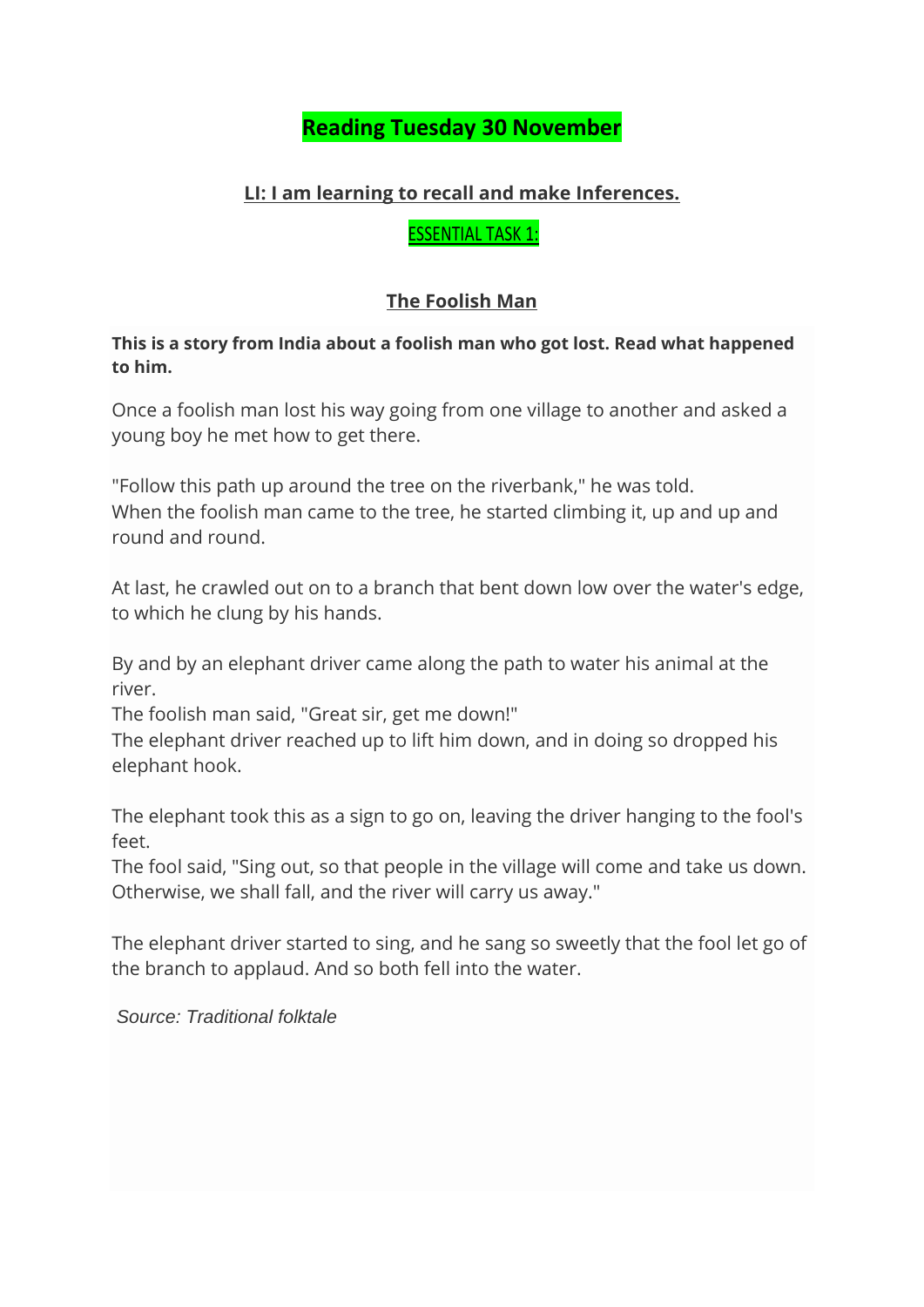# Reading Tuesday 30 November

## LI: I am learning to recall and make Inferences.

ESSENTIAL TASK 1:

### The Foolish Man

**This is a story from India about a foolish man who got lost. Read what happened to him.**

Once a foolish man lost his way going from one village to another and asked a young boy he met how to get there.

"Follow this path up around the tree on the riverbank," he was told.
When the foolish man came to the tree, he started climbing it, up and up and round and round.

At last, he crawled out on to a branch that bent down low over the water's edge, to which he clung by his hands.

By and by an elephant driver came along the path to water his animal at the river.
The foolish man said, "Great sir, get me down!"
The elephant driver reached up to lift him down, and in doing so dropped his elephant hook.

The elephant took this as a sign to go on, leaving the driver hanging to the fool's feet.
The fool said, "Sing out, so that people in the village will come and take us down. Otherwise, we shall fall, and the river will carry us away."

The elephant driver started to sing, and he sang so sweetly that the fool let go of the branch to applaud. And so both fell into the water.

*Source: Traditional folktale*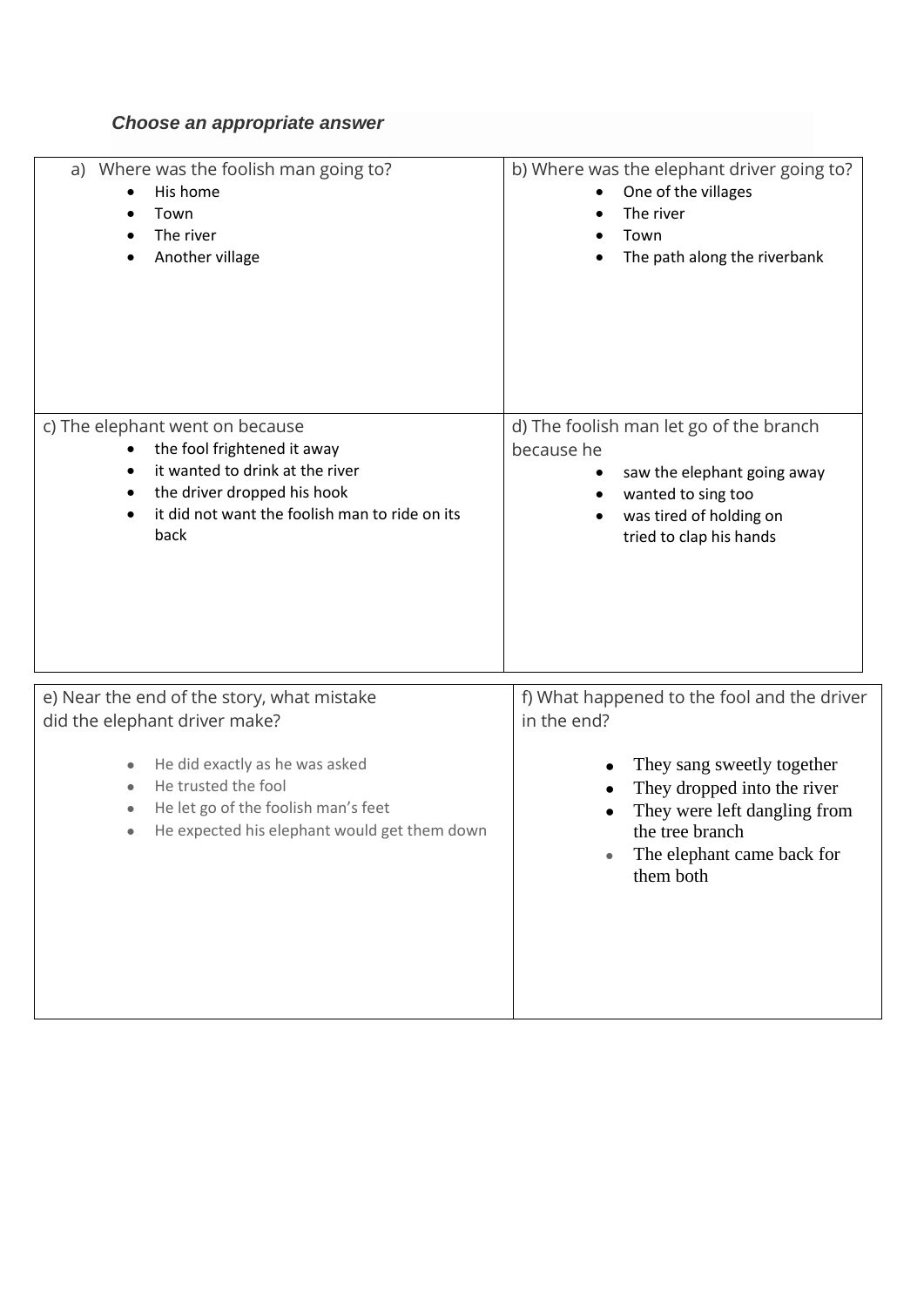***Choose an appropriate answer***

a) Where was the foolish man going to?

- His home
- Town
- The river
- Another village

b) Where was the elephant driver going to?

- One of the villages
- The river
- Town
- The path along the riverbank

c) The elephant went on because

- the fool frightened it away
- it wanted to drink at the river
- the driver dropped his hook
- it did not want the foolish man to ride on its back

d) The foolish man let go of the branch because he

- saw the elephant going away
- wanted to sing too
- was tired of holding on tried to clap his hands

e) Near the end of the story, what mistake did the elephant driver make?

- He did exactly as he was asked
- He trusted the fool
- He let go of the foolish man's feet
- He expected his elephant would get them down

f) What happened to the fool and the driver in the end?

- They sang sweetly together
- They dropped into the river
- They were left dangling from the tree branch
- The elephant came back for them both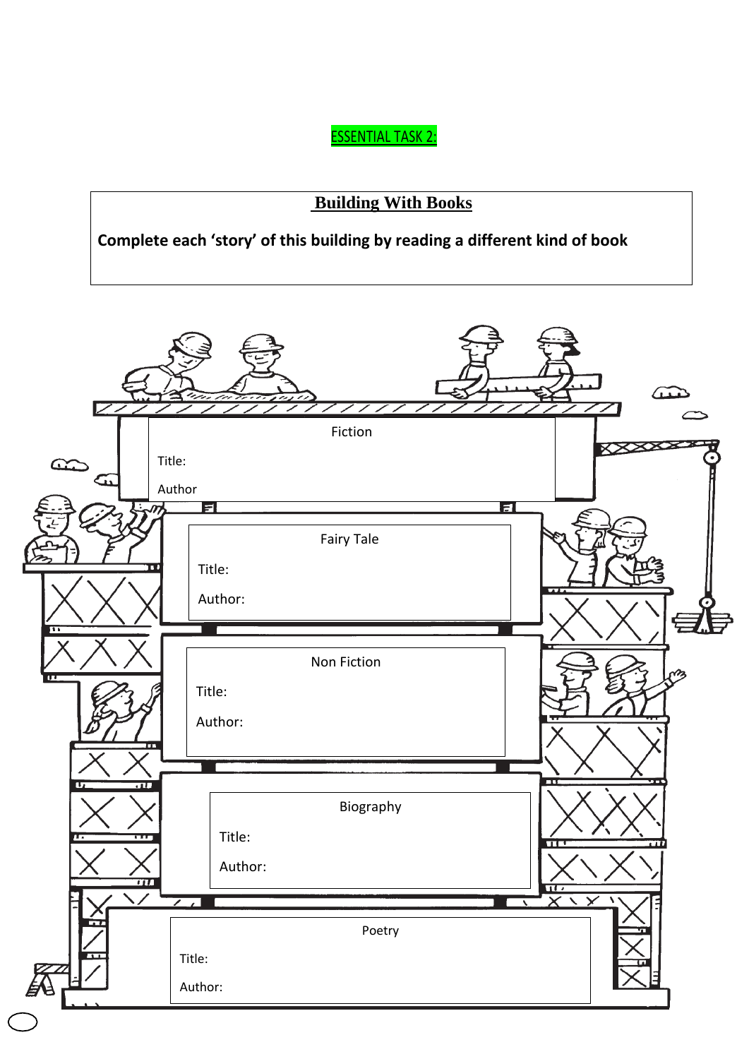ESSENTIAL TASK 2:

## Building With Books

**Complete each 'story' of this building by reading a different kind of book**

Fiction

Title:

Author

Fairy Tale

Title:

Author:

Non Fiction

Title:

Author:

Biography

Title:

Author:

Poetry

Title:

Author: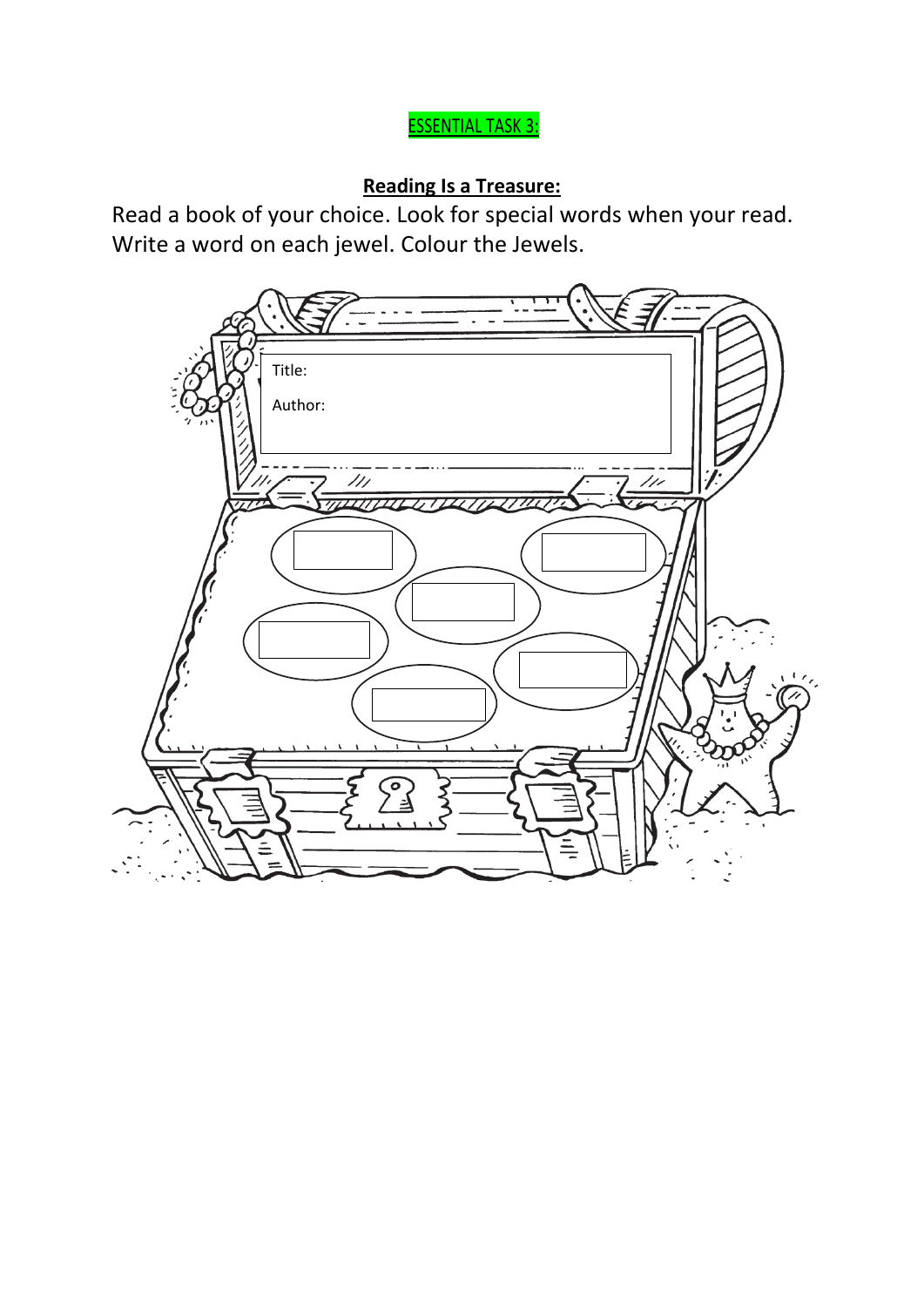ESSENTIAL TASK 3:

**Reading Is a Treasure:**

Read a book of your choice. Look for special words when your read. Write a word on each jewel. Colour the Jewels.

Title:

Author: